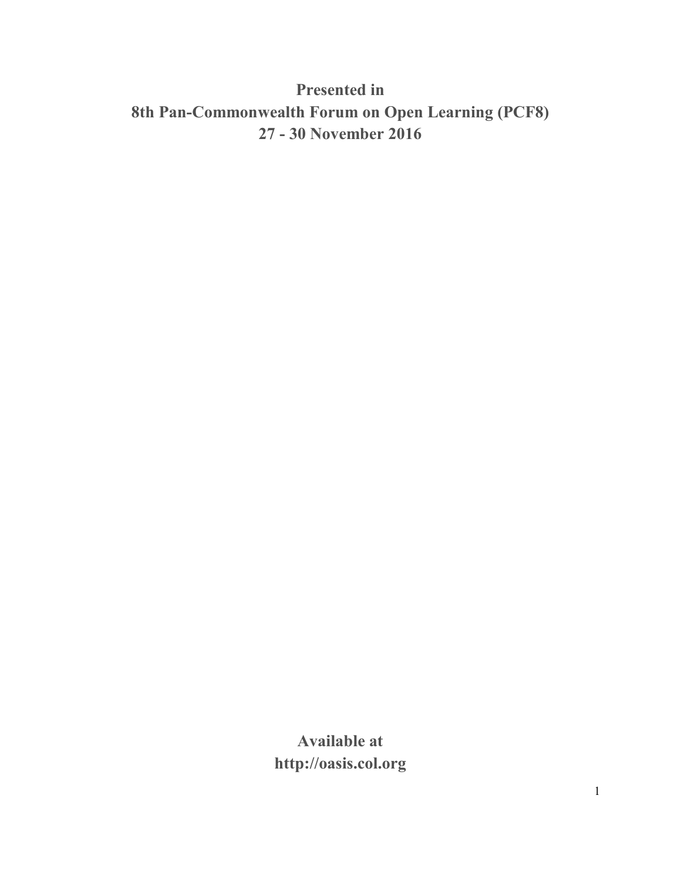**Presented in**
**8th Pan-Commonwealth Forum on Open Learning (PCF8)**
**27 - 30 November 2016**

**Available at**
**http://oasis.col.org**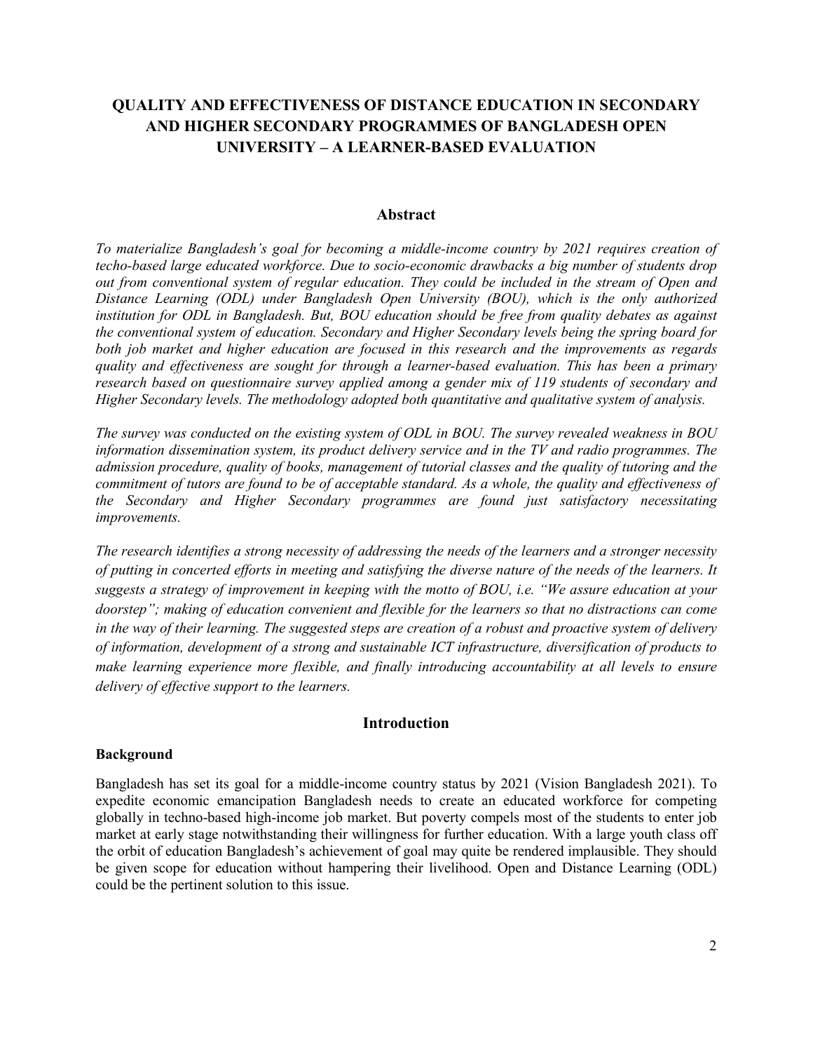# QUALITY AND EFFECTIVENESS OF DISTANCE EDUCATION IN SECONDARY AND HIGHER SECONDARY PROGRAMMES OF BANGLADESH OPEN UNIVERSITY – A LEARNER-BASED EVALUATION

## Abstract

*To materialize Bangladesh's goal for becoming a middle-income country by 2021 requires creation of techo-based large educated workforce. Due to socio-economic drawbacks a big number of students drop out from conventional system of regular education. They could be included in the stream of Open and Distance Learning (ODL) under Bangladesh Open University (BOU), which is the only authorized institution for ODL in Bangladesh. But, BOU education should be free from quality debates as against the conventional system of education. Secondary and Higher Secondary levels being the spring board for both job market and higher education are focused in this research and the improvements as regards quality and effectiveness are sought for through a learner-based evaluation. This has been a primary research based on questionnaire survey applied among a gender mix of 119 students of secondary and Higher Secondary levels. The methodology adopted both quantitative and qualitative system of analysis.*

*The survey was conducted on the existing system of ODL in BOU. The survey revealed weakness in BOU information dissemination system, its product delivery service and in the TV and radio programmes. The admission procedure, quality of books, management of tutorial classes and the quality of tutoring and the commitment of tutors are found to be of acceptable standard. As a whole, the quality and effectiveness of the Secondary and Higher Secondary programmes are found just satisfactory necessitating improvements.*

*The research identifies a strong necessity of addressing the needs of the learners and a stronger necessity of putting in concerted efforts in meeting and satisfying the diverse nature of the needs of the learners. It suggests a strategy of improvement in keeping with the motto of BOU, i.e. "We assure education at your doorstep"; making of education convenient and flexible for the learners so that no distractions can come in the way of their learning. The suggested steps are creation of a robust and proactive system of delivery of information, development of a strong and sustainable ICT infrastructure, diversification of products to make learning experience more flexible, and finally introducing accountability at all levels to ensure delivery of effective support to the learners.*

## Introduction

### Background

Bangladesh has set its goal for a middle-income country status by 2021 (Vision Bangladesh 2021). To expedite economic emancipation Bangladesh needs to create an educated workforce for competing globally in techno-based high-income job market. But poverty compels most of the students to enter job market at early stage notwithstanding their willingness for further education. With a large youth class off the orbit of education Bangladesh's achievement of goal may quite be rendered implausible. They should be given scope for education without hampering their livelihood. Open and Distance Learning (ODL) could be the pertinent solution to this issue.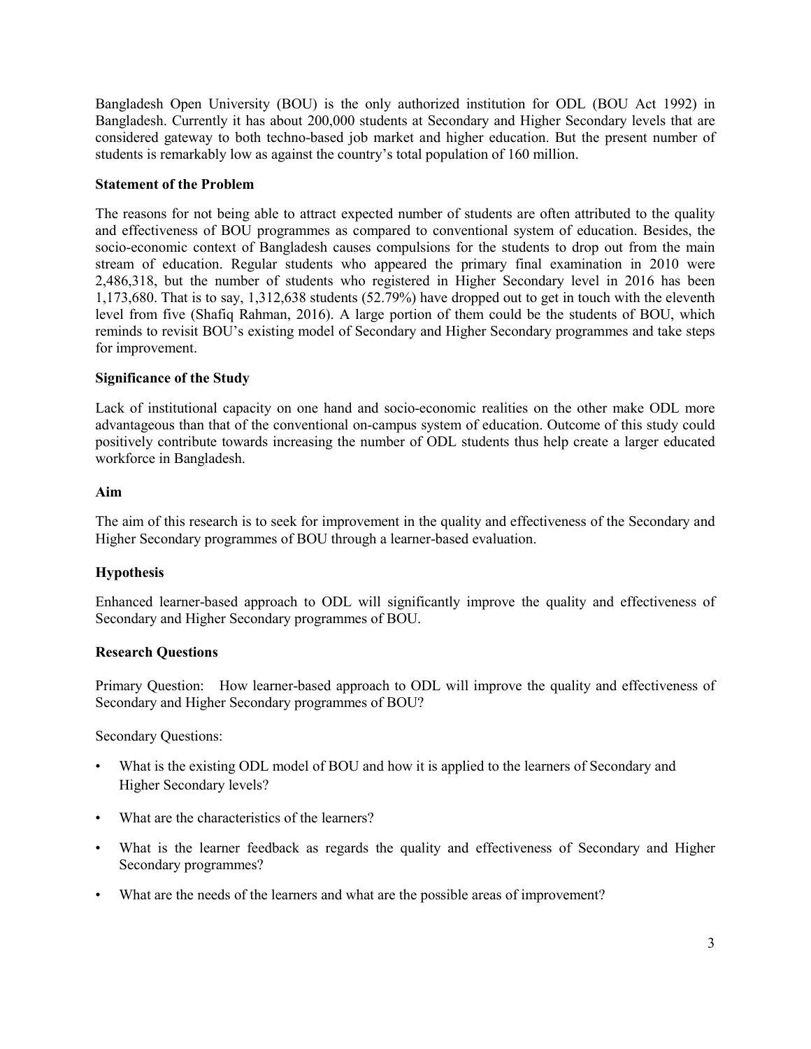Bangladesh Open University (BOU) is the only authorized institution for ODL (BOU Act 1992) in Bangladesh. Currently it has about 200,000 students at Secondary and Higher Secondary levels that are considered gateway to both techno-based job market and higher education. But the present number of students is remarkably low as against the country's total population of 160 million.

**Statement of the Problem**

The reasons for not being able to attract expected number of students are often attributed to the quality and effectiveness of BOU programmes as compared to conventional system of education. Besides, the socio-economic context of Bangladesh causes compulsions for the students to drop out from the main stream of education. Regular students who appeared the primary final examination in 2010 were 2,486,318, but the number of students who registered in Higher Secondary level in 2016 has been 1,173,680. That is to say, 1,312,638 students (52.79%) have dropped out to get in touch with the eleventh level from five (Shafiq Rahman, 2016). A large portion of them could be the students of BOU, which reminds to revisit BOU's existing model of Secondary and Higher Secondary programmes and take steps for improvement.

**Significance of the Study**

Lack of institutional capacity on one hand and socio-economic realities on the other make ODL more advantageous than that of the conventional on-campus system of education. Outcome of this study could positively contribute towards increasing the number of ODL students thus help create a larger educated workforce in Bangladesh.

**Aim**

The aim of this research is to seek for improvement in the quality and effectiveness of the Secondary and Higher Secondary programmes of BOU through a learner-based evaluation.

**Hypothesis**

Enhanced learner-based approach to ODL will significantly improve the quality and effectiveness of Secondary and Higher Secondary programmes of BOU.

**Research Questions**

Primary Question: How learner-based approach to ODL will improve the quality and effectiveness of Secondary and Higher Secondary programmes of BOU?

Secondary Questions:

- What is the existing ODL model of BOU and how it is applied to the learners of Secondary and Higher Secondary levels?
- What are the characteristics of the learners?
- What is the learner feedback as regards the quality and effectiveness of Secondary and Higher Secondary programmes?
- What are the needs of the learners and what are the possible areas of improvement?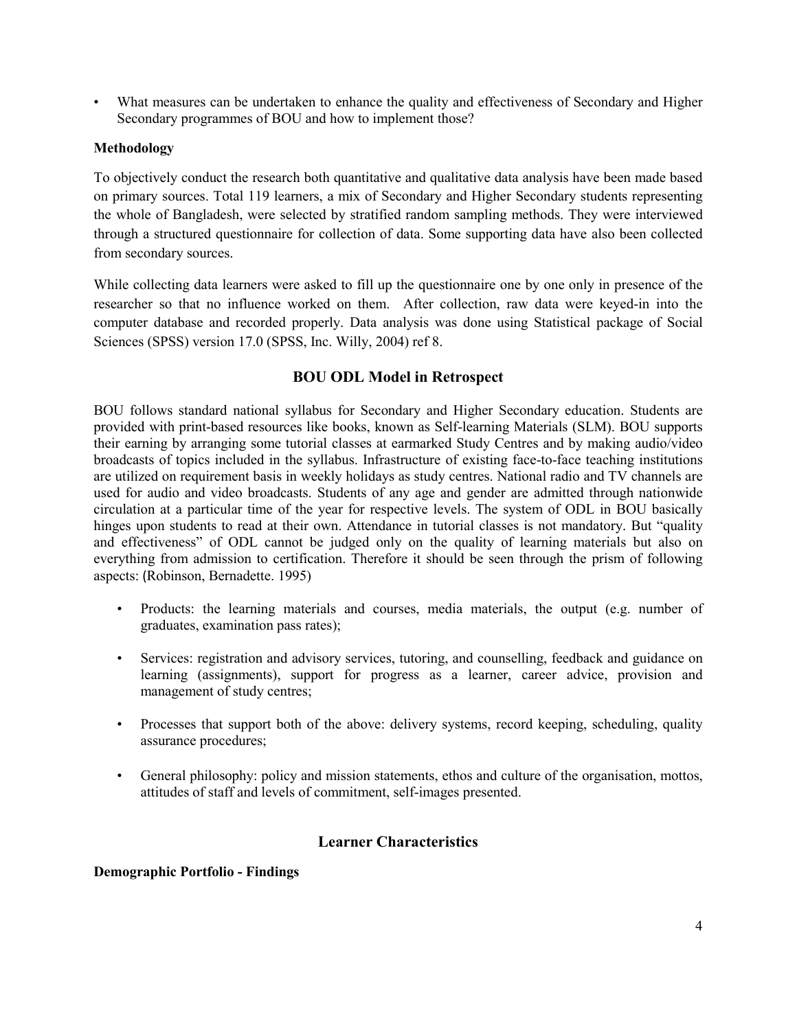- What measures can be undertaken to enhance the quality and effectiveness of Secondary and Higher Secondary programmes of BOU and how to implement those?

**Methodology**

To objectively conduct the research both quantitative and qualitative data analysis have been made based on primary sources. Total 119 learners, a mix of Secondary and Higher Secondary students representing the whole of Bangladesh, were selected by stratified random sampling methods. They were interviewed through a structured questionnaire for collection of data. Some supporting data have also been collected from secondary sources.

While collecting data learners were asked to fill up the questionnaire one by one only in presence of the researcher so that no influence worked on them. After collection, raw data were keyed-in into the computer database and recorded properly. Data analysis was done using Statistical package of Social Sciences (SPSS) version 17.0 (SPSS, Inc. Willy, 2004) ref 8.

## BOU ODL Model in Retrospect

BOU follows standard national syllabus for Secondary and Higher Secondary education. Students are provided with print-based resources like books, known as Self-learning Materials (SLM). BOU supports their earning by arranging some tutorial classes at earmarked Study Centres and by making audio/video broadcasts of topics included in the syllabus. Infrastructure of existing face-to-face teaching institutions are utilized on requirement basis in weekly holidays as study centres. National radio and TV channels are used for audio and video broadcasts. Students of any age and gender are admitted through nationwide circulation at a particular time of the year for respective levels. The system of ODL in BOU basically hinges upon students to read at their own. Attendance in tutorial classes is not mandatory. But "quality and effectiveness" of ODL cannot be judged only on the quality of learning materials but also on everything from admission to certification. Therefore it should be seen through the prism of following aspects: (Robinson, Bernadette. 1995)

- Products: the learning materials and courses, media materials, the output (e.g. number of graduates, examination pass rates);
- Services: registration and advisory services, tutoring, and counselling, feedback and guidance on learning (assignments), support for progress as a learner, career advice, provision and management of study centres;
- Processes that support both of the above: delivery systems, record keeping, scheduling, quality assurance procedures;
- General philosophy: policy and mission statements, ethos and culture of the organisation, mottos, attitudes of staff and levels of commitment, self-images presented.

## Learner Characteristics

**Demographic Portfolio - Findings**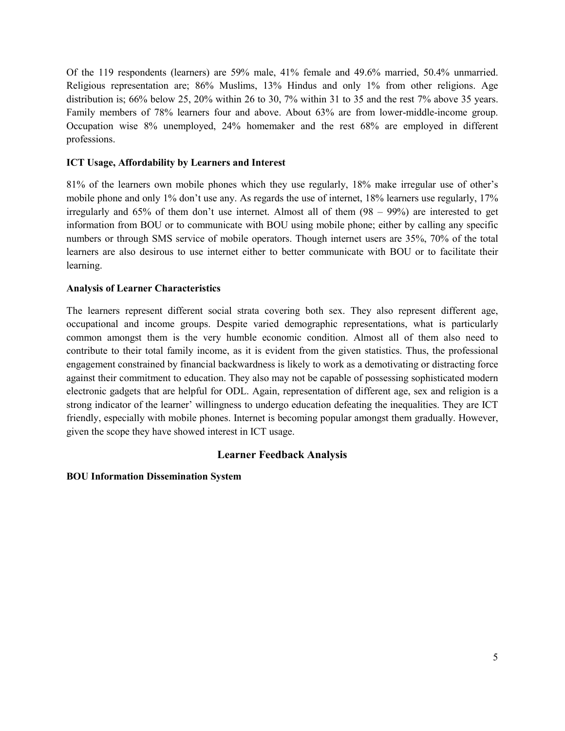Of the 119 respondents (learners) are 59% male, 41% female and 49.6% married, 50.4% unmarried. Religious representation are; 86% Muslims, 13% Hindus and only 1% from other religions. Age distribution is; 66% below 25, 20% within 26 to 30, 7% within 31 to 35 and the rest 7% above 35 years. Family members of 78% learners four and above. About 63% are from lower-middle-income group. Occupation wise 8% unemployed, 24% homemaker and the rest 68% are employed in different professions.

**ICT Usage, Affordability by Learners and Interest**

81% of the learners own mobile phones which they use regularly, 18% make irregular use of other's mobile phone and only 1% don't use any. As regards the use of internet, 18% learners use regularly, 17% irregularly and 65% of them don't use internet. Almost all of them (98 – 99%) are interested to get information from BOU or to communicate with BOU using mobile phone; either by calling any specific numbers or through SMS service of mobile operators. Though internet users are 35%, 70% of the total learners are also desirous to use internet either to better communicate with BOU or to facilitate their learning.

**Analysis of Learner Characteristics**

The learners represent different social strata covering both sex. They also represent different age, occupational and income groups. Despite varied demographic representations, what is particularly common amongst them is the very humble economic condition. Almost all of them also need to contribute to their total family income, as it is evident from the given statistics. Thus, the professional engagement constrained by financial backwardness is likely to work as a demotivating or distracting force against their commitment to education. They also may not be capable of possessing sophisticated modern electronic gadgets that are helpful for ODL. Again, representation of different age, sex and religion is a strong indicator of the learner' willingness to undergo education defeating the inequalities. They are ICT friendly, especially with mobile phones. Internet is becoming popular amongst them gradually. However, given the scope they have showed interest in ICT usage.

## Learner Feedback Analysis

**BOU Information Dissemination System**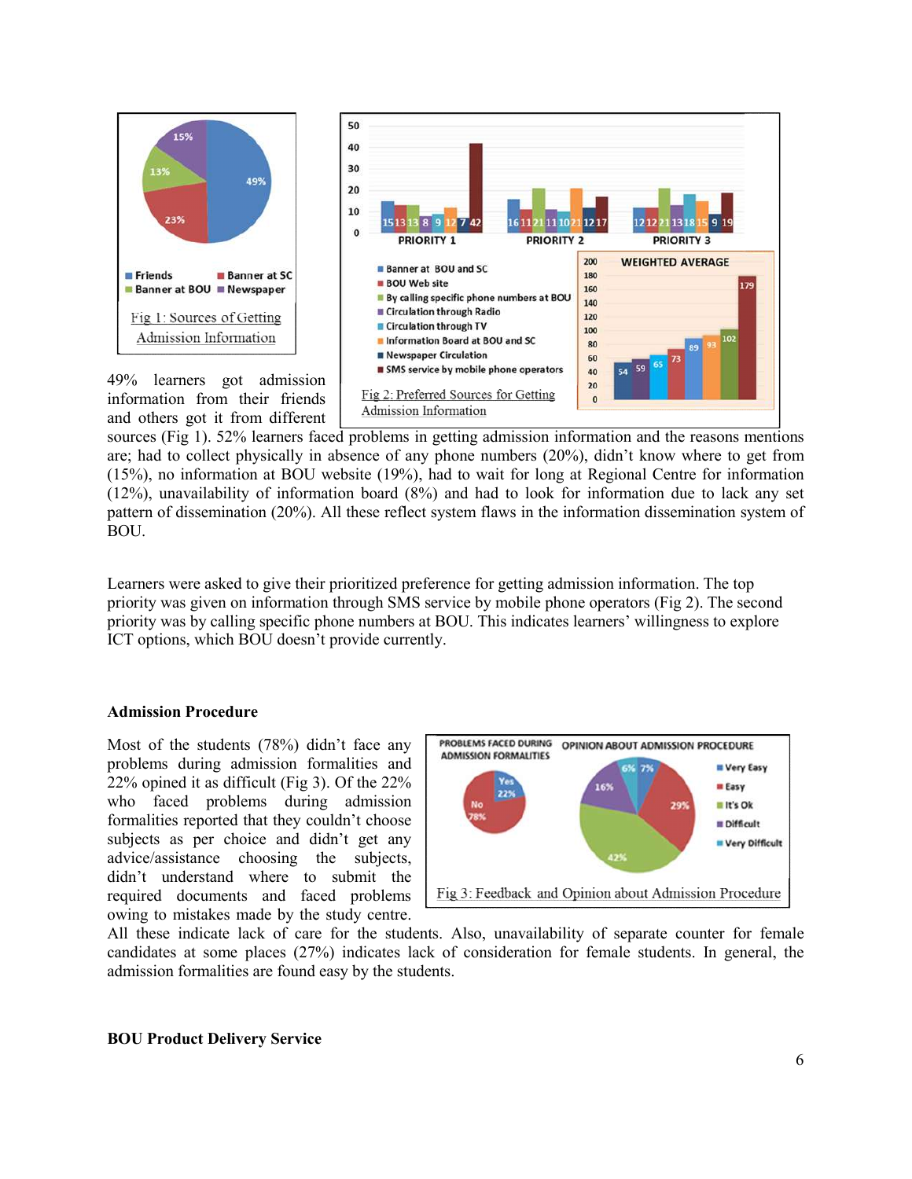Fig 1: Sources of Getting Admission Information

Fig 2: Preferred Sources for Getting Admission Information

49% learners got admission information from their friends and others got it from different sources (Fig 1). 52% learners faced problems in getting admission information and the reasons mentions are; had to collect physically in absence of any phone numbers (20%), didn't know where to get from (15%), no information at BOU website (19%), had to wait for long at Regional Centre for information (12%), unavailability of information board (8%) and had to look for information due to lack any set pattern of dissemination (20%). All these reflect system flaws in the information dissemination system of BOU.

Learners were asked to give their prioritized preference for getting admission information. The top priority was given on information through SMS service by mobile phone operators (Fig 2). The second priority was by calling specific phone numbers at BOU. This indicates learners' willingness to explore ICT options, which BOU doesn't provide currently.

**Admission Procedure**

Most of the students (78%) didn't face any problems during admission formalities and 22% opined it as difficult (Fig 3). Of the 22% who faced problems during admission formalities reported that they couldn't choose subjects as per choice and didn't get any advice/assistance choosing the subjects, didn't understand where to submit the required documents and faced problems owing to mistakes made by the study centre. All these indicate lack of care for the students. Also, unavailability of separate counter for female candidates at some places (27%) indicates lack of consideration for female students. In general, the admission formalities are found easy by the students.

Fig 3: Feedback and Opinion about Admission Procedure

**BOU Product Delivery Service**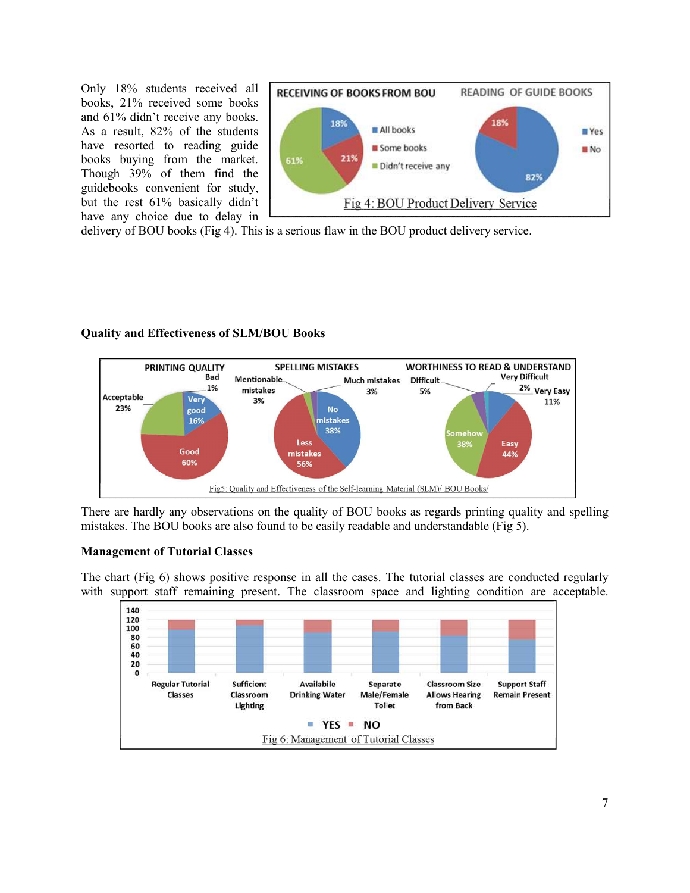Only 18% students received all books, 21% received some books and 61% didn't receive any books. As a result, 82% of the students have resorted to reading guide books buying from the market. Though 39% of them find the guidebooks convenient for study, but the rest 61% basically didn't have any choice due to delay in delivery of BOU books (Fig 4). This is a serious flaw in the BOU product delivery service.

Fig 4: BOU Product Delivery Service

**Quality and Effectiveness of SLM/BOU Books**

Fig5: Quality and Effectiveness of the Self-learning Material (SLM)/ BOU Books/

There are hardly any observations on the quality of BOU books as regards printing quality and spelling mistakes. The BOU books are also found to be easily readable and understandable (Fig 5).

**Management of Tutorial Classes**

The chart (Fig 6) shows positive response in all the cases. The tutorial classes are conducted regularly with support staff remaining present. The classroom space and lighting condition are acceptable.

Fig 6: Management of Tutorial Classes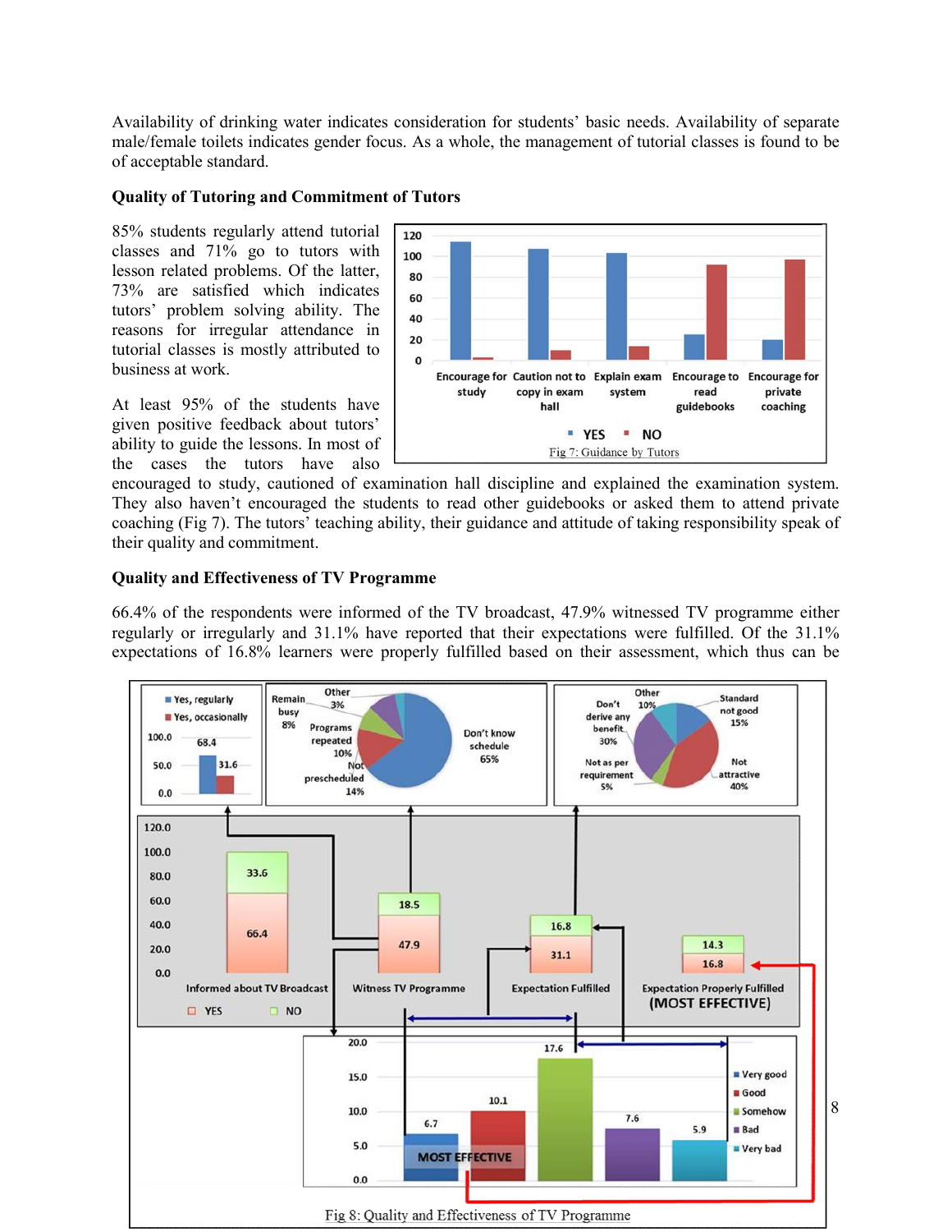Availability of drinking water indicates consideration for students' basic needs. Availability of separate male/female toilets indicates gender focus. As a whole, the management of tutorial classes is found to be of acceptable standard.

**Quality of Tutoring and Commitment of Tutors**

85% students regularly attend tutorial classes and 71% go to tutors with lesson related problems. Of the latter, 73% are satisfied which indicates tutors' problem solving ability. The reasons for irregular attendance in tutorial classes is mostly attributed to business at work.

At least 95% of the students have given positive feedback about tutors' ability to guide the lessons. In most of the cases the tutors have also encouraged to study, cautioned of examination hall discipline and explained the examination system. They also haven't encouraged the students to read other guidebooks or asked them to attend private coaching (Fig 7). The tutors' teaching ability, their guidance and attitude of taking responsibility speak of their quality and commitment.

Fig 7: Guidance by Tutors

**Quality and Effectiveness of TV Programme**

66.4% of the respondents were informed of the TV broadcast, 47.9% witnessed TV programme either regularly or irregularly and 31.1% have reported that their expectations were fulfilled. Of the 31.1% expectations of 16.8% learners were properly fulfilled based on their assessment, which thus can be

Fig 8: Quality and Effectiveness of TV Programme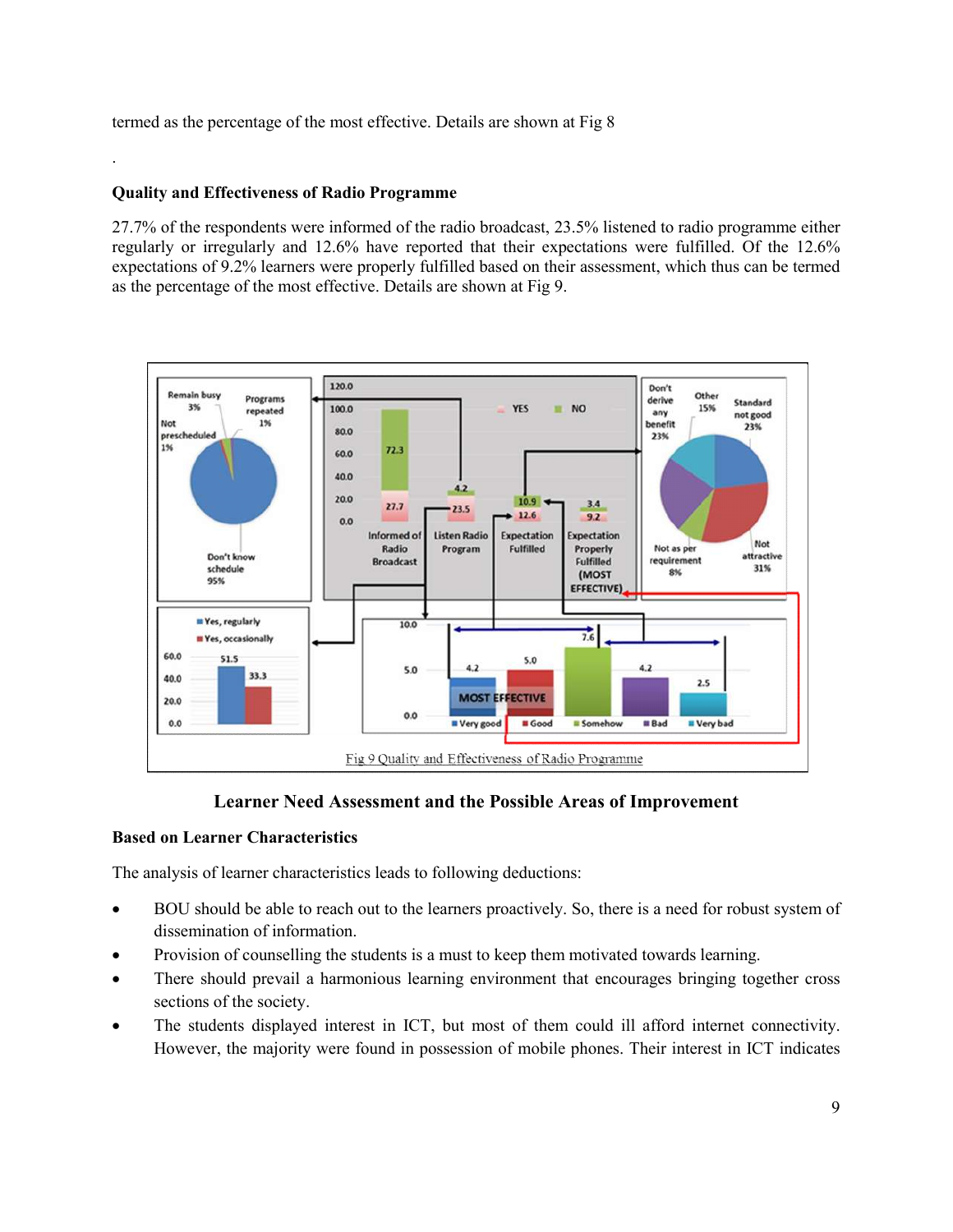termed as the percentage of the most effective. Details are shown at Fig 8

.

**Quality and Effectiveness of Radio Programme**

27.7% of the respondents were informed of the radio broadcast, 23.5% listened to radio programme either regularly or irregularly and 12.6% have reported that their expectations were fulfilled. Of the 12.6% expectations of 9.2% learners were properly fulfilled based on their assessment, which thus can be termed as the percentage of the most effective. Details are shown at Fig 9.

Fig 9 Quality and Effectiveness of Radio Programme

## Learner Need Assessment and the Possible Areas of Improvement

**Based on Learner Characteristics**

The analysis of learner characteristics leads to following deductions:

- BOU should be able to reach out to the learners proactively. So, there is a need for robust system of dissemination of information.
- Provision of counselling the students is a must to keep them motivated towards learning.
- There should prevail a harmonious learning environment that encourages bringing together cross sections of the society.
- The students displayed interest in ICT, but most of them could ill afford internet connectivity. However, the majority were found in possession of mobile phones. Their interest in ICT indicates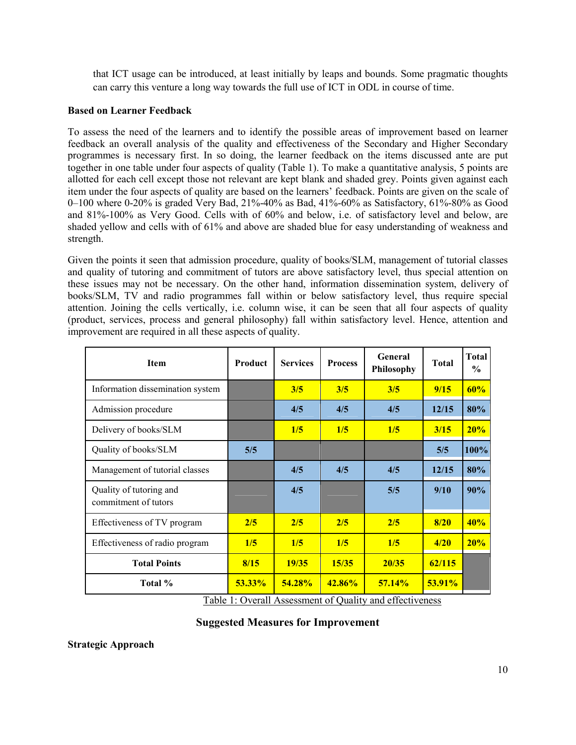that ICT usage can be introduced, at least initially by leaps and bounds. Some pragmatic thoughts can carry this venture a long way towards the full use of ICT in ODL in course of time.

**Based on Learner Feedback**

To assess the need of the learners and to identify the possible areas of improvement based on learner feedback an overall analysis of the quality and effectiveness of the Secondary and Higher Secondary programmes is necessary first. In so doing, the learner feedback on the items discussed ante are put together in one table under four aspects of quality (Table 1). To make a quantitative analysis, 5 points are allotted for each cell except those not relevant are kept blank and shaded grey. Points given against each item under the four aspects of quality are based on the learners' feedback. Points are given on the scale of 0–100 where 0-20% is graded Very Bad, 21%-40% as Bad, 41%-60% as Satisfactory, 61%-80% as Good and 81%-100% as Very Good. Cells with of 60% and below, i.e. of satisfactory level and below, are shaded yellow and cells with of 61% and above are shaded blue for easy understanding of weakness and strength.

Given the points it seen that admission procedure, quality of books/SLM, management of tutorial classes and quality of tutoring and commitment of tutors are above satisfactory level, thus special attention on these issues may not be necessary. On the other hand, information dissemination system, delivery of books/SLM, TV and radio programmes fall within or below satisfactory level, thus require special attention. Joining the cells vertically, i.e. column wise, it can be seen that all four aspects of quality (product, services, process and general philosophy) fall within satisfactory level. Hence, attention and improvement are required in all these aspects of quality.

| Item | Product | Services | Process | General Philosophy | Total | Total % |
|---|---|---|---|---|---|---|
| Information dissemination system | | 3/5 | 3/5 | 3/5 | 9/15 | 60% |
| Admission procedure | | 4/5 | 4/5 | 4/5 | 12/15 | 80% |
| Delivery of books/SLM | | 1/5 | 1/5 | 1/5 | 3/15 | 20% |
| Quality of books/SLM | 5/5 | | | | 5/5 | 100% |
| Management of tutorial classes | | 4/5 | 4/5 | 4/5 | 12/15 | 80% |
| Quality of tutoring and commitment of tutors | | 4/5 | | 5/5 | 9/10 | 90% |
| Effectiveness of TV program | 2/5 | 2/5 | 2/5 | 2/5 | 8/20 | 40% |
| Effectiveness of radio program | 1/5 | 1/5 | 1/5 | 1/5 | 4/20 | 20% |
| **Total Points** | **8/15** | **19/35** | **15/35** | **20/35** | **62/115** | |
| **Total %** | **53.33%** | **54.28%** | **42.86%** | **57.14%** | **53.91%** | |

Table 1: Overall Assessment of Quality and effectiveness

## Suggested Measures for Improvement

**Strategic Approach**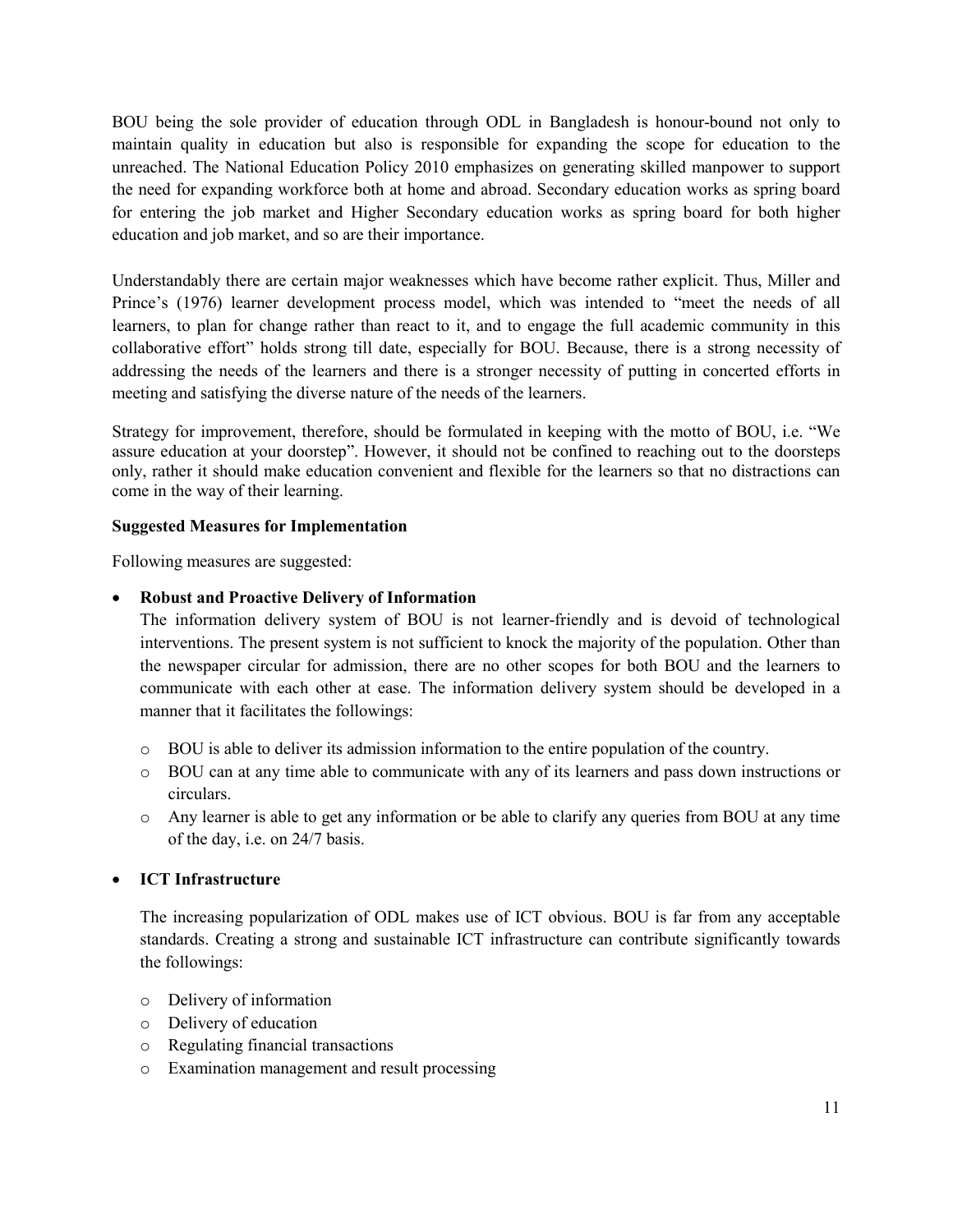BOU being the sole provider of education through ODL in Bangladesh is honour-bound not only to maintain quality in education but also is responsible for expanding the scope for education to the unreached. The National Education Policy 2010 emphasizes on generating skilled manpower to support the need for expanding workforce both at home and abroad. Secondary education works as spring board for entering the job market and Higher Secondary education works as spring board for both higher education and job market, and so are their importance.

Understandably there are certain major weaknesses which have become rather explicit. Thus, Miller and Prince's (1976) learner development process model, which was intended to "meet the needs of all learners, to plan for change rather than react to it, and to engage the full academic community in this collaborative effort" holds strong till date, especially for BOU. Because, there is a strong necessity of addressing the needs of the learners and there is a stronger necessity of putting in concerted efforts in meeting and satisfying the diverse nature of the needs of the learners.

Strategy for improvement, therefore, should be formulated in keeping with the motto of BOU, i.e. "We assure education at your doorstep". However, it should not be confined to reaching out to the doorsteps only, rather it should make education convenient and flexible for the learners so that no distractions can come in the way of their learning.

**Suggested Measures for Implementation**

Following measures are suggested:

- **Robust and Proactive Delivery of Information**

  The information delivery system of BOU is not learner-friendly and is devoid of technological interventions. The present system is not sufficient to knock the majority of the population. Other than the newspaper circular for admission, there are no other scopes for both BOU and the learners to communicate with each other at ease. The information delivery system should be developed in a manner that it facilitates the followings:

  - BOU is able to deliver its admission information to the entire population of the country.
  - BOU can at any time able to communicate with any of its learners and pass down instructions or circulars.
  - Any learner is able to get any information or be able to clarify any queries from BOU at any time of the day, i.e. on 24/7 basis.

- **ICT Infrastructure**

  The increasing popularization of ODL makes use of ICT obvious. BOU is far from any acceptable standards. Creating a strong and sustainable ICT infrastructure can contribute significantly towards the followings:

  - Delivery of information
  - Delivery of education
  - Regulating financial transactions
  - Examination management and result processing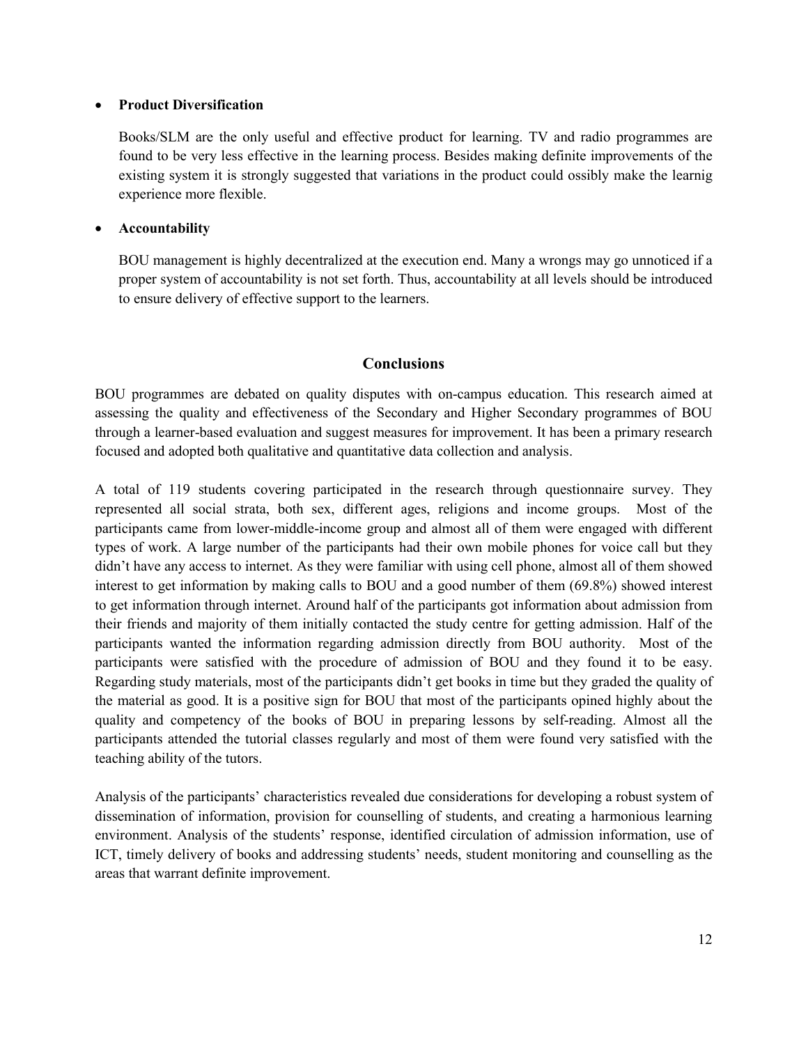- **Product Diversification**

  Books/SLM are the only useful and effective product for learning. TV and radio programmes are found to be very less effective in the learning process. Besides making definite improvements of the existing system it is strongly suggested that variations in the product could ossibly make the learnig experience more flexible.

- **Accountability**

  BOU management is highly decentralized at the execution end. Many a wrongs may go unnoticed if a proper system of accountability is not set forth. Thus, accountability at all levels should be introduced to ensure delivery of effective support to the learners.

## Conclusions

BOU programmes are debated on quality disputes with on-campus education. This research aimed at assessing the quality and effectiveness of the Secondary and Higher Secondary programmes of BOU through a learner-based evaluation and suggest measures for improvement. It has been a primary research focused and adopted both qualitative and quantitative data collection and analysis.

A total of 119 students covering participated in the research through questionnaire survey. They represented all social strata, both sex, different ages, religions and income groups. Most of the participants came from lower-middle-income group and almost all of them were engaged with different types of work. A large number of the participants had their own mobile phones for voice call but they didn't have any access to internet. As they were familiar with using cell phone, almost all of them showed interest to get information by making calls to BOU and a good number of them (69.8%) showed interest to get information through internet. Around half of the participants got information about admission from their friends and majority of them initially contacted the study centre for getting admission. Half of the participants wanted the information regarding admission directly from BOU authority. Most of the participants were satisfied with the procedure of admission of BOU and they found it to be easy. Regarding study materials, most of the participants didn't get books in time but they graded the quality of the material as good. It is a positive sign for BOU that most of the participants opined highly about the quality and competency of the books of BOU in preparing lessons by self-reading. Almost all the participants attended the tutorial classes regularly and most of them were found very satisfied with the teaching ability of the tutors.

Analysis of the participants' characteristics revealed due considerations for developing a robust system of dissemination of information, provision for counselling of students, and creating a harmonious learning environment. Analysis of the students' response, identified circulation of admission information, use of ICT, timely delivery of books and addressing students' needs, student monitoring and counselling as the areas that warrant definite improvement.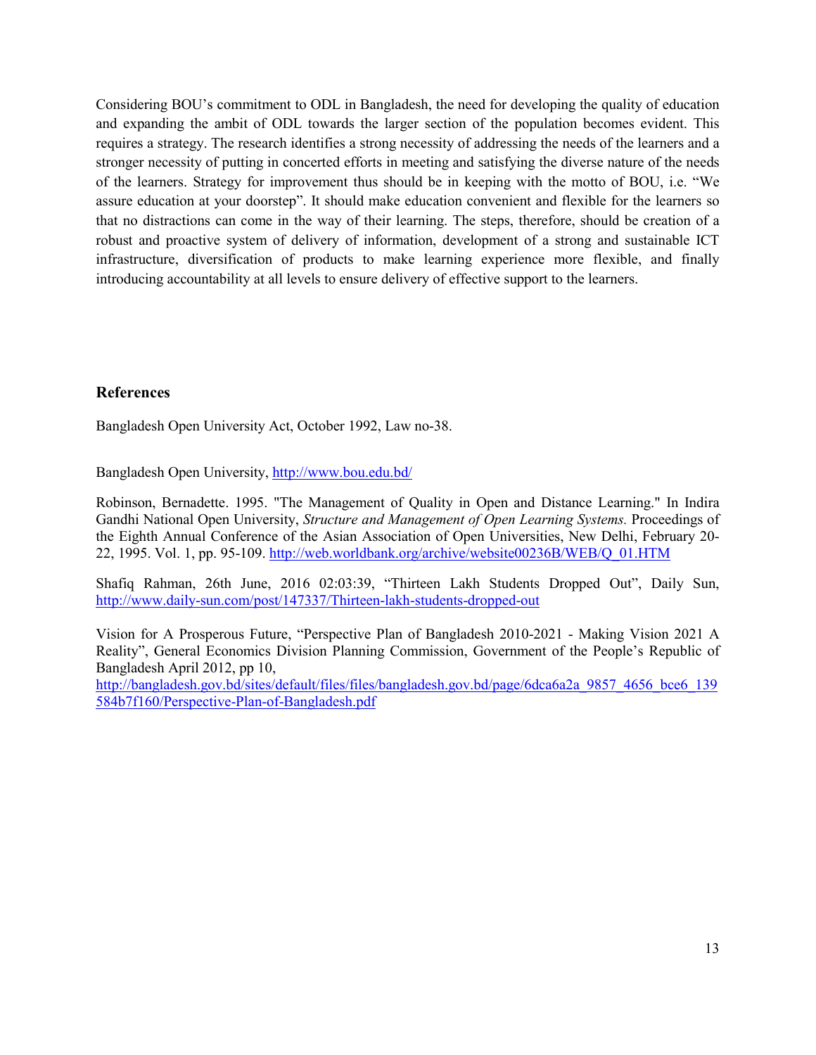Considering BOU's commitment to ODL in Bangladesh, the need for developing the quality of education and expanding the ambit of ODL towards the larger section of the population becomes evident. This requires a strategy. The research identifies a strong necessity of addressing the needs of the learners and a stronger necessity of putting in concerted efforts in meeting and satisfying the diverse nature of the needs of the learners. Strategy for improvement thus should be in keeping with the motto of BOU, i.e. "We assure education at your doorstep". It should make education convenient and flexible for the learners so that no distractions can come in the way of their learning. The steps, therefore, should be creation of a robust and proactive system of delivery of information, development of a strong and sustainable ICT infrastructure, diversification of products to make learning experience more flexible, and finally introducing accountability at all levels to ensure delivery of effective support to the learners.

## References

Bangladesh Open University Act, October 1992, Law no-38.

Bangladesh Open University, http://www.bou.edu.bd/

Robinson, Bernadette. 1995. "The Management of Quality in Open and Distance Learning." In Indira Gandhi National Open University, *Structure and Management of Open Learning Systems.* Proceedings of the Eighth Annual Conference of the Asian Association of Open Universities, New Delhi, February 20-22, 1995. Vol. 1, pp. 95-109. http://web.worldbank.org/archive/website00236B/WEB/Q_01.HTM

Shafiq Rahman, 26th June, 2016 02:03:39, "Thirteen Lakh Students Dropped Out", Daily Sun, http://www.daily-sun.com/post/147337/Thirteen-lakh-students-dropped-out

Vision for A Prosperous Future, "Perspective Plan of Bangladesh 2010-2021 - Making Vision 2021 A Reality", General Economics Division Planning Commission, Government of the People's Republic of Bangladesh April 2012, pp 10, http://bangladesh.gov.bd/sites/default/files/files/bangladesh.gov.bd/page/6dca6a2a_9857_4656_bce6_139584b7f160/Perspective-Plan-of-Bangladesh.pdf